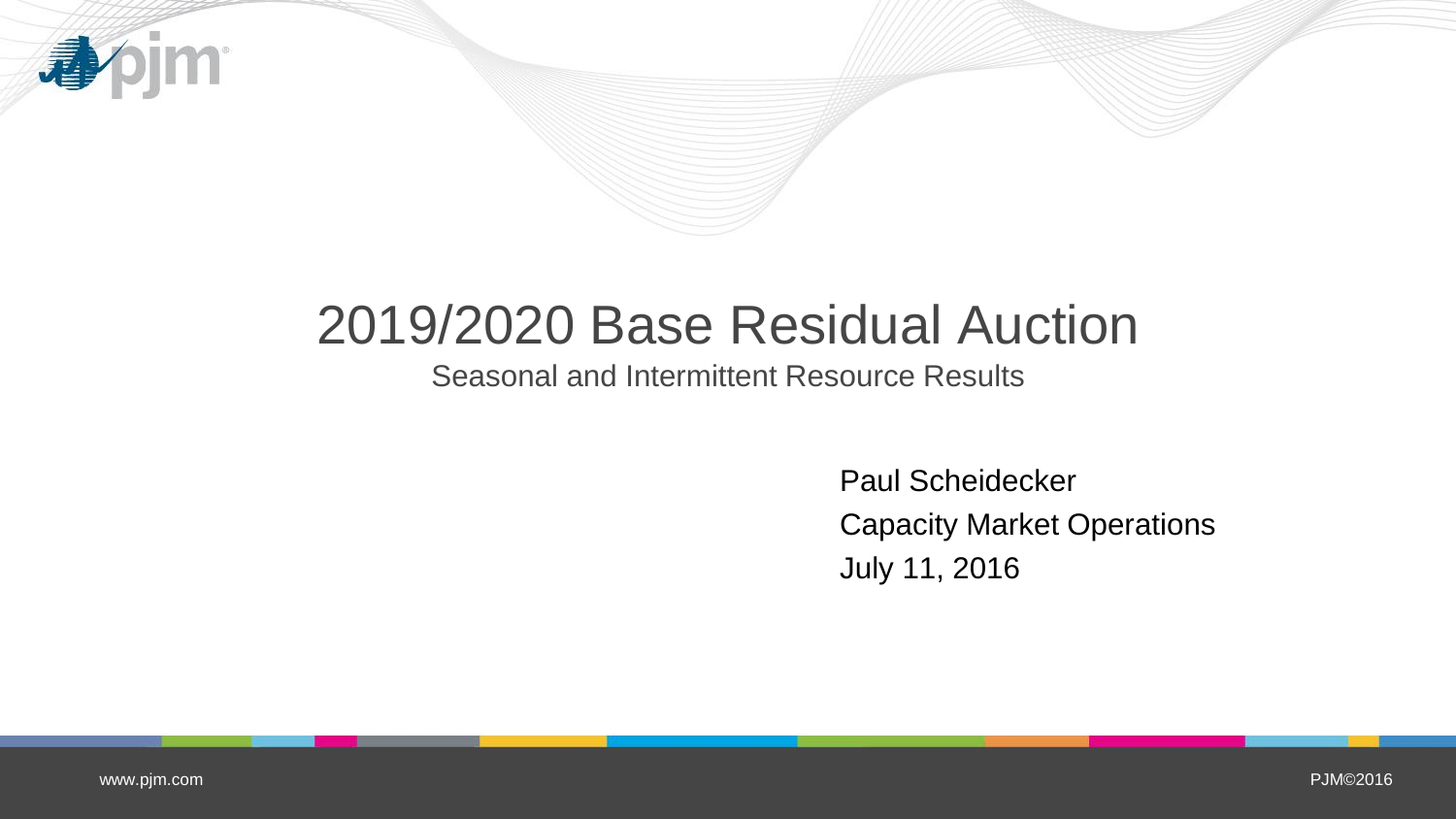# 2019/2020 Base Residual Auction

## Seasonal and Intermittent Resource Results

Paul Scheidecker

Capacity Market Operations

July 11, 2016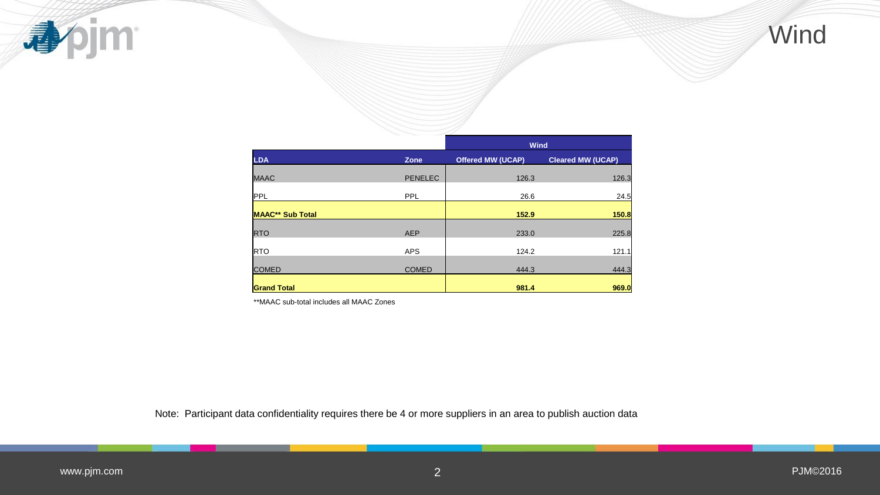# Wind

| LDA | Zone | Wind | |
|---|---|---|---|
| | | Offered MW (UCAP) | Cleared MW (UCAP) |
| MAAC | PENELEC | 126.3 | 126.3 |
| PPL | PPL | 26.6 | 24.5 |
| **MAAC** Sub Total** | | **152.9** | **150.8** |
| RTO | AEP | 233.0 | 225.8 |
| RTO | APS | 124.2 | 121.1 |
| COMED | COMED | 444.3 | 444.3 |
| **Grand Total** | | **981.4** | **969.0** |

**MAAC sub-total includes all MAAC Zones

Note: Participant data confidentiality requires there be 4 or more suppliers in an area to publish auction data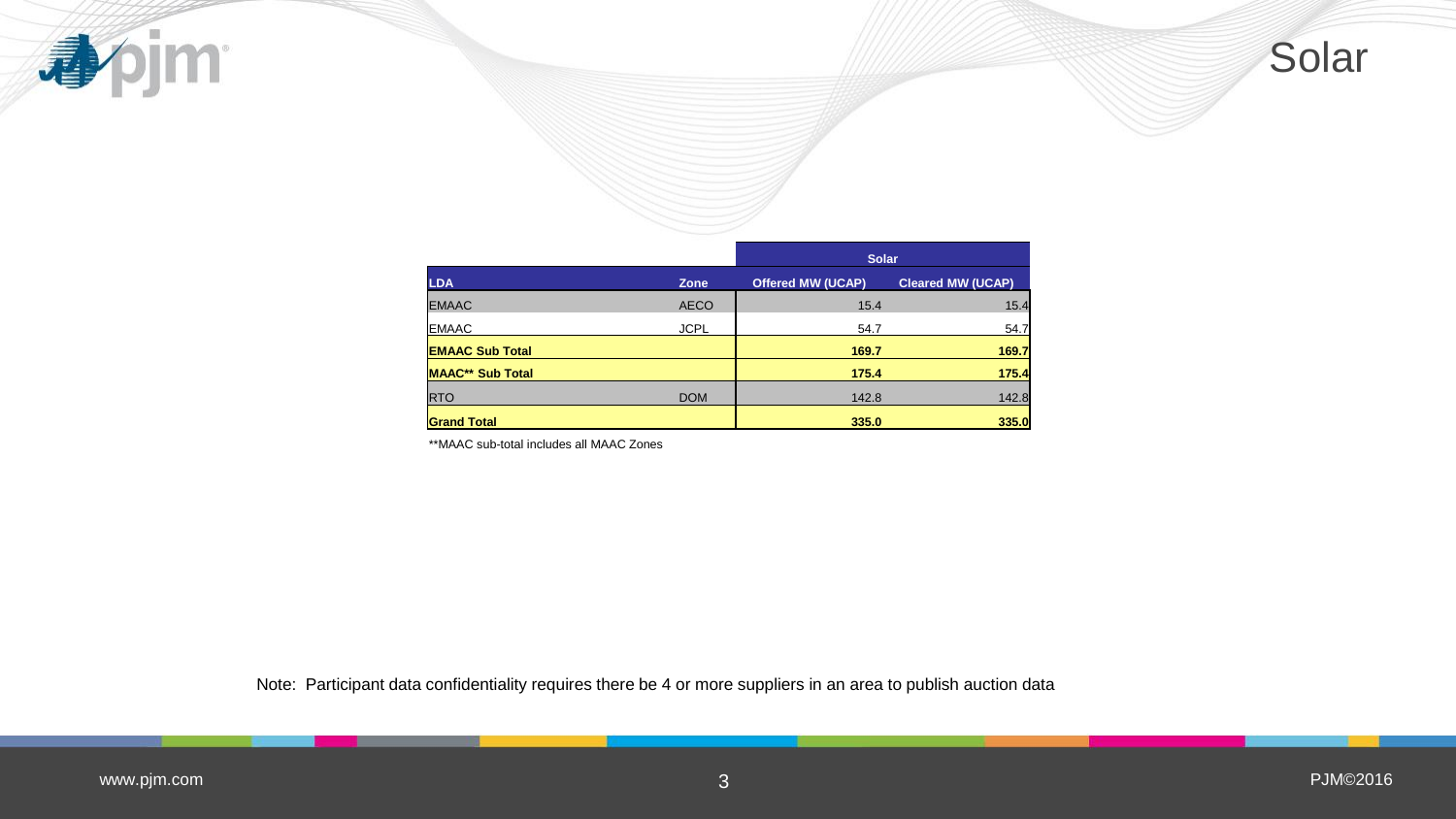# Solar

| LDA | Zone | Solar | |
|---|---|---|---|
| | | Offered MW (UCAP) | Cleared MW (UCAP) |
| EMAAC | AECO | 15.4 | 15.4 |
| EMAAC | JCPL | 54.7 | 54.7 |
| **EMAAC Sub Total** | | **169.7** | **169.7** |
| **MAAC** Sub Total** | | **175.4** | **175.4** |
| RTO | DOM | 142.8 | 142.8 |
| **Grand Total** | | **335.0** | **335.0** |

**MAAC sub-total includes all MAAC Zones

Note: Participant data confidentiality requires there be 4 or more suppliers in an area to publish auction data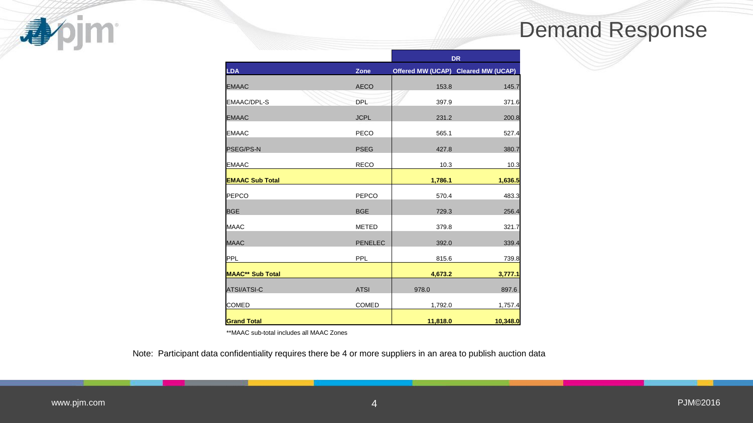# Demand Response

| LDA | Zone | DR | |
|---|---|---|---|
| | | **Offered MW (UCAP)** | **Cleared MW (UCAP)** |
| EMAAC | AECO | 153.8 | 145.7 |
| EMAAC/DPL-S | DPL | 397.9 | 371.6 |
| EMAAC | JCPL | 231.2 | 200.8 |
| EMAAC | PECO | 565.1 | 527.4 |
| PSEG/PS-N | PSEG | 427.8 | 380.7 |
| EMAAC | RECO | 10.3 | 10.3 |
| **EMAAC Sub Total** | | **1,786.1** | **1,636.5** |
| PEPCO | PEPCO | 570.4 | 483.3 |
| BGE | BGE | 729.3 | 256.4 |
| MAAC | METED | 379.8 | 321.7 |
| MAAC | PENELEC | 392.0 | 339.4 |
| PPL | PPL | 815.6 | 739.8 |
| **MAAC** Sub Total** | | **4,673.2** | **3,777.1** |
| ATSI/ATSI-C | ATSI | 978.0 | 897.6 |
| COMED | COMED | 1,792.0 | 1,757.4 |
| **Grand Total** | | **11,818.0** | **10,348.0** |

**MAAC sub-total includes all MAAC Zones

Note: Participant data confidentiality requires there be 4 or more suppliers in an area to publish auction data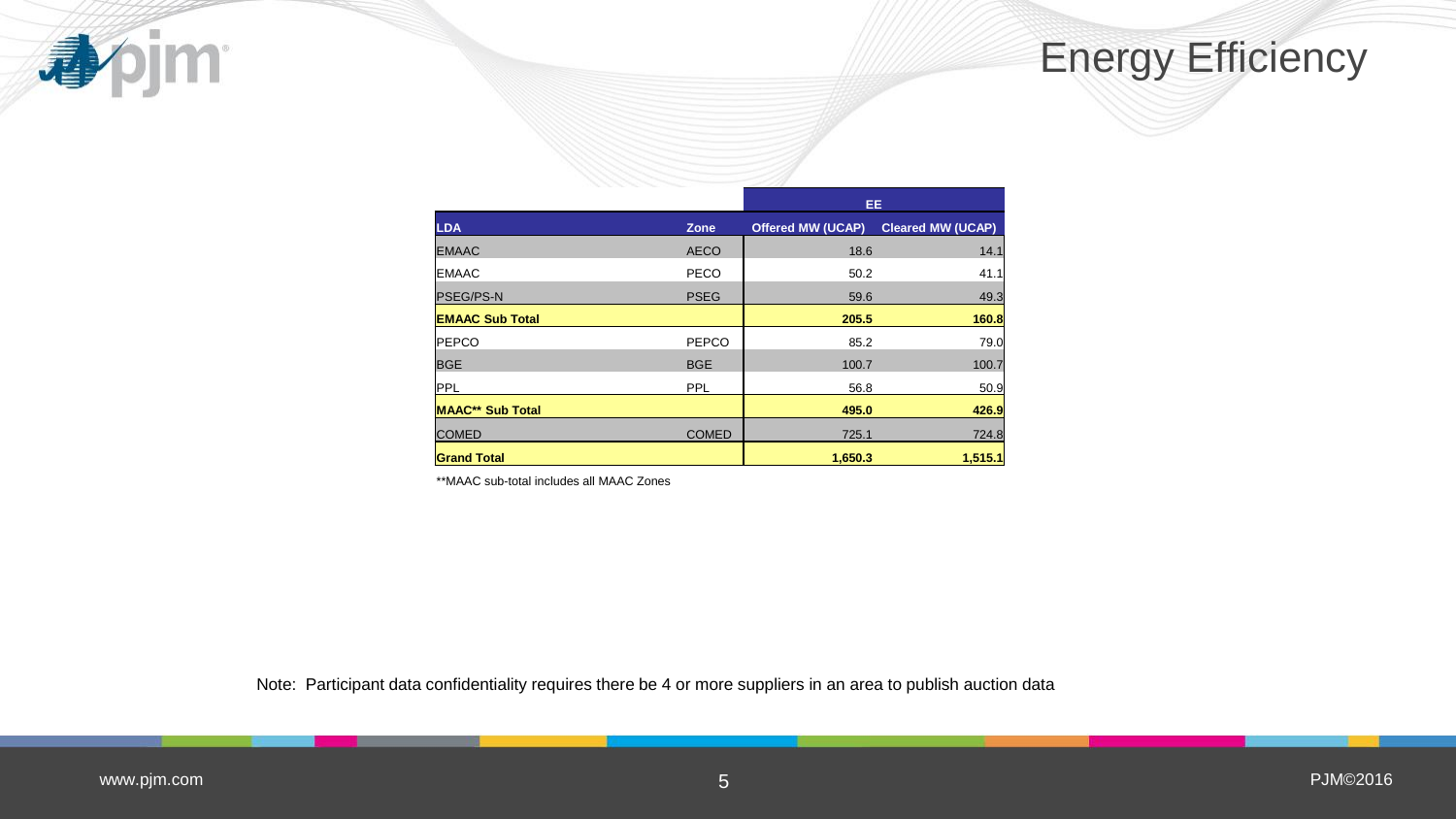# Energy Efficiency

| | | EE | |
|---|---|---|---|
| **LDA** | **Zone** | **Offered MW (UCAP)** | **Cleared MW (UCAP)** |
| EMAAC | AECO | 18.6 | 14.1 |
| EMAAC | PECO | 50.2 | 41.1 |
| PSEG/PS-N | PSEG | 59.6 | 49.3 |
| **EMAAC Sub Total** | | **205.5** | **160.8** |
| PEPCO | PEPCO | 85.2 | 79.0 |
| BGE | BGE | 100.7 | 100.7 |
| PPL | PPL | 56.8 | 50.9 |
| **MAAC** Sub Total** | | **495.0** | **426.9** |
| COMED | COMED | 725.1 | 724.8 |
| **Grand Total** | | **1,650.3** | **1,515.1** |

**MAAC sub-total includes all MAAC Zones

Note: Participant data confidentiality requires there be 4 or more suppliers in an area to publish auction data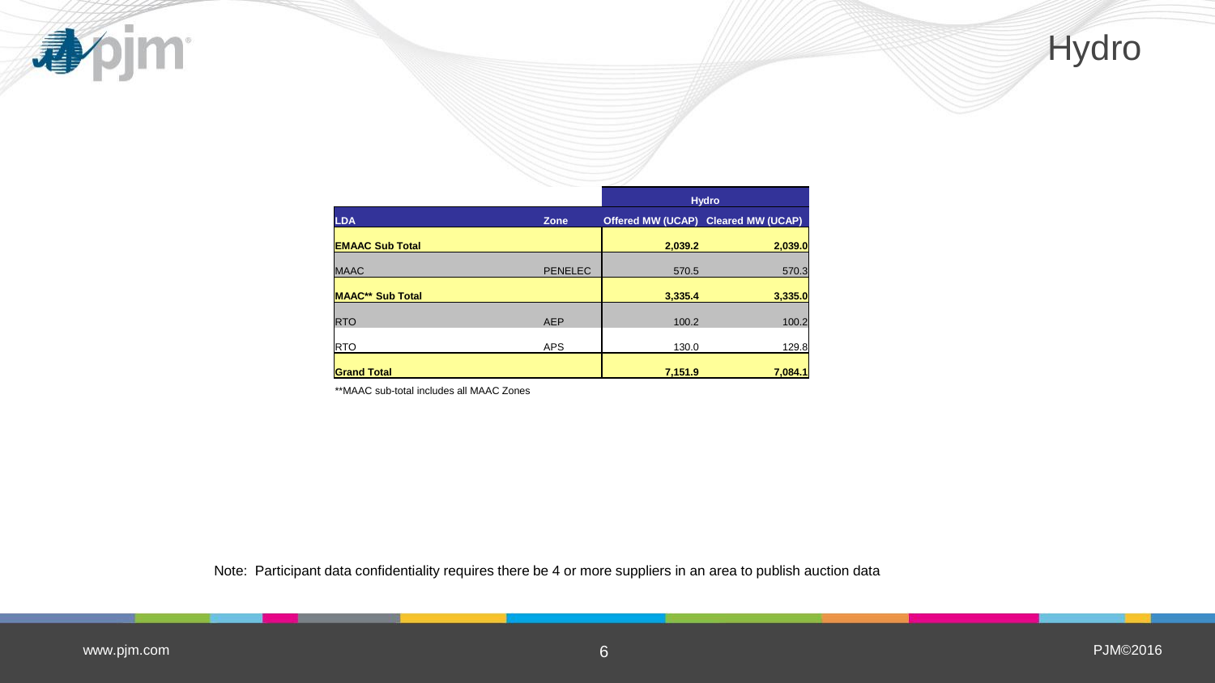# Hydro

| LDA | Zone | Hydro Offered MW (UCAP) | Hydro Cleared MW (UCAP) |
|---|---|---|---|
| **EMAAC Sub Total** | | **2,039.2** | **2,039.0** |
| MAAC | PENELEC | 570.5 | 570.3 |
| **MAAC** Sub Total** | | **3,335.4** | **3,335.0** |
| RTO | AEP | 100.2 | 100.2 |
| RTO | APS | 130.0 | 129.8 |
| **Grand Total** | | **7,151.9** | **7,084.1** |

**MAAC sub-total includes all MAAC Zones

Note: Participant data confidentiality requires there be 4 or more suppliers in an area to publish auction data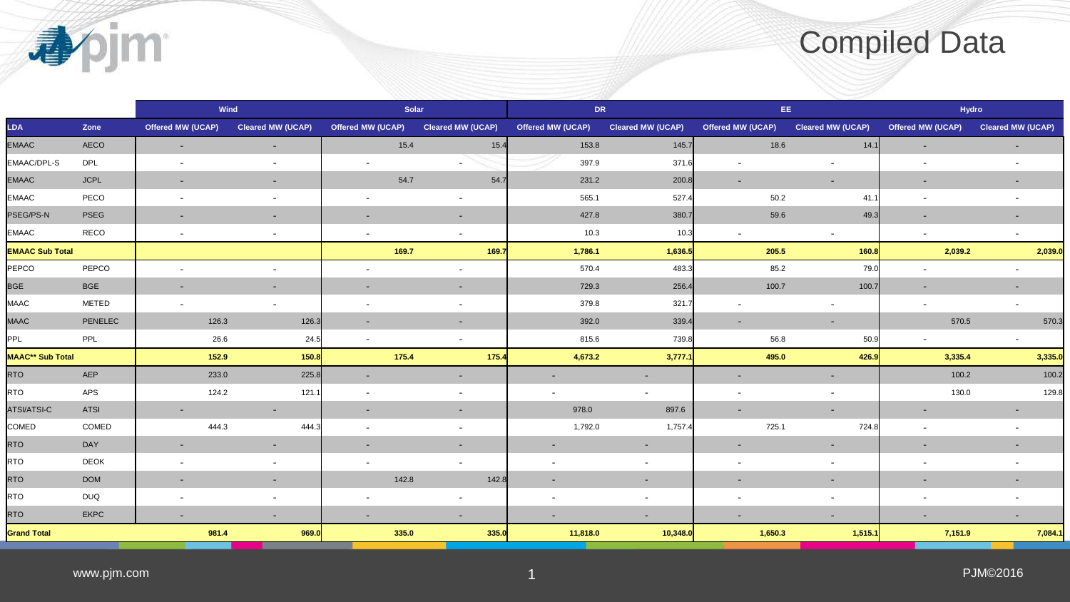# Compiled Data

| | | Wind | | Solar | | DR | | EE | | Hydro | |
|---|---|---|---|---|---|---|---|---|---|---|---|
| LDA | Zone | Offered MW (UCAP) | Cleared MW (UCAP) | Offered MW (UCAP) | Cleared MW (UCAP) | Offered MW (UCAP) | Cleared MW (UCAP) | Offered MW (UCAP) | Cleared MW (UCAP) | Offered MW (UCAP) | Cleared MW (UCAP) |
| EMAAC | AECO | - | - | 15.4 | 15.4 | 153.8 | 145.7 | 18.6 | 14.1 | - | - |
| EMAAC/DPL-S | DPL | - | - | - | - | 397.9 | 371.6 | - | - | - | - |
| EMAAC | JCPL | - | - | 54.7 | 54.7 | 231.2 | 200.8 | - | - | - | - |
| EMAAC | PECO | - | - | - | - | 565.1 | 527.4 | 50.2 | 41.1 | - | - |
| PSEG/PS-N | PSEG | - | - | - | - | 427.8 | 380.7 | 59.6 | 49.3 | - | - |
| EMAAC | RECO | - | - | - | - | 10.3 | 10.3 | - | - | - | - |
| **EMAAC Sub Total** | | | | **169.7** | **169.7** | **1,786.1** | **1,636.5** | **205.5** | **160.8** | **2,039.2** | **2,039.0** |
| PEPCO | PEPCO | - | - | - | - | 570.4 | 483.3 | 85.2 | 79.0 | - | - |
| BGE | BGE | - | - | - | - | 729.3 | 256.4 | 100.7 | 100.7 | - | - |
| MAAC | METED | - | - | - | - | 379.8 | 321.7 | - | - | - | - |
| MAAC | PENELEC | 126.3 | 126.3 | - | - | 392.0 | 339.4 | - | - | 570.5 | 570.3 |
| PPL | PPL | 26.6 | 24.5 | - | - | 815.6 | 739.8 | 56.8 | 50.9 | - | - |
| **MAAC** Sub Total** | | **152.9** | **150.8** | **175.4** | **175.4** | **4,673.2** | **3,777.1** | **495.0** | **426.9** | **3,335.4** | **3,335.0** |
| RTO | AEP | 233.0 | 225.8 | - | - | - | - | - | - | 100.2 | 100.2 |
| RTO | APS | 124.2 | 121.1 | - | - | - | - | - | - | 130.0 | 129.8 |
| ATSI/ATSI-C | ATSI | - | - | - | - | 978.0 | 897.6 | - | - | - | - |
| COMED | COMED | 444.3 | 444.3 | - | - | 1,792.0 | 1,757.4 | 725.1 | 724.8 | - | - |
| RTO | DAY | - | - | - | - | - | - | - | - | - | - |
| RTO | DEOK | - | - | - | - | - | - | - | - | - | - |
| RTO | DOM | - | - | 142.8 | 142.8 | - | - | - | - | - | - |
| RTO | DUQ | - | - | - | - | - | - | - | - | - | - |
| RTO | EKPC | - | - | - | - | - | - | - | - | - | - |
| **Grand Total** | | **981.4** | **969.0** | **335.0** | **335.0** | **11,818.0** | **10,348.0** | **1,650.3** | **1,515.1** | **7,151.9** | **7,084.1** |